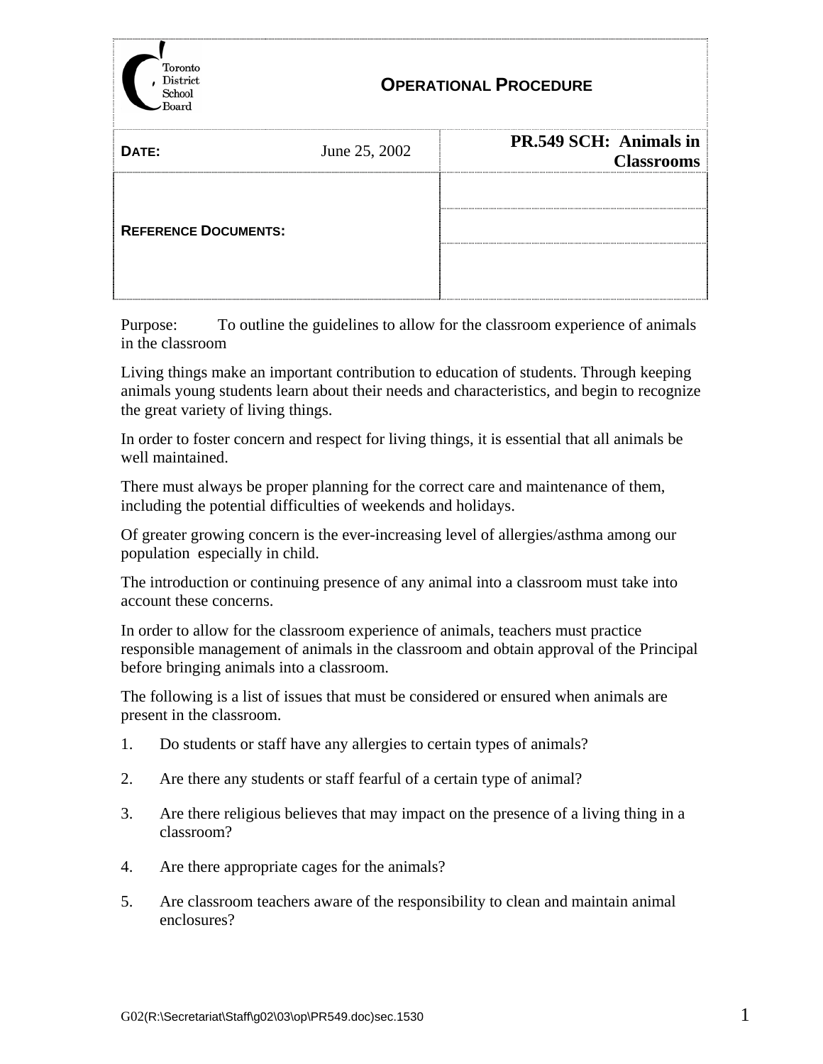| Toronto District School Board | **OPERATIONAL PROCEDURE** |
|---|---|
| **DATE:** June 25, 2002 | **PR.549 SCH: Animals in Classrooms** |
| **REFERENCE DOCUMENTS:** | |

Purpose: To outline the guidelines to allow for the classroom experience of animals in the classroom

Living things make an important contribution to education of students. Through keeping animals young students learn about their needs and characteristics, and begin to recognize the great variety of living things.

In order to foster concern and respect for living things, it is essential that all animals be well maintained.

There must always be proper planning for the correct care and maintenance of them, including the potential difficulties of weekends and holidays.

Of greater growing concern is the ever-increasing level of allergies/asthma among our population especially in child.

The introduction or continuing presence of any animal into a classroom must take into account these concerns.

In order to allow for the classroom experience of animals, teachers must practice responsible management of animals in the classroom and obtain approval of the Principal before bringing animals into a classroom.

The following is a list of issues that must be considered or ensured when animals are present in the classroom.

1. Do students or staff have any allergies to certain types of animals?
2. Are there any students or staff fearful of a certain type of animal?
3. Are there religious believes that may impact on the presence of a living thing in a classroom?
4. Are there appropriate cages for the animals?
5. Are classroom teachers aware of the responsibility to clean and maintain animal enclosures?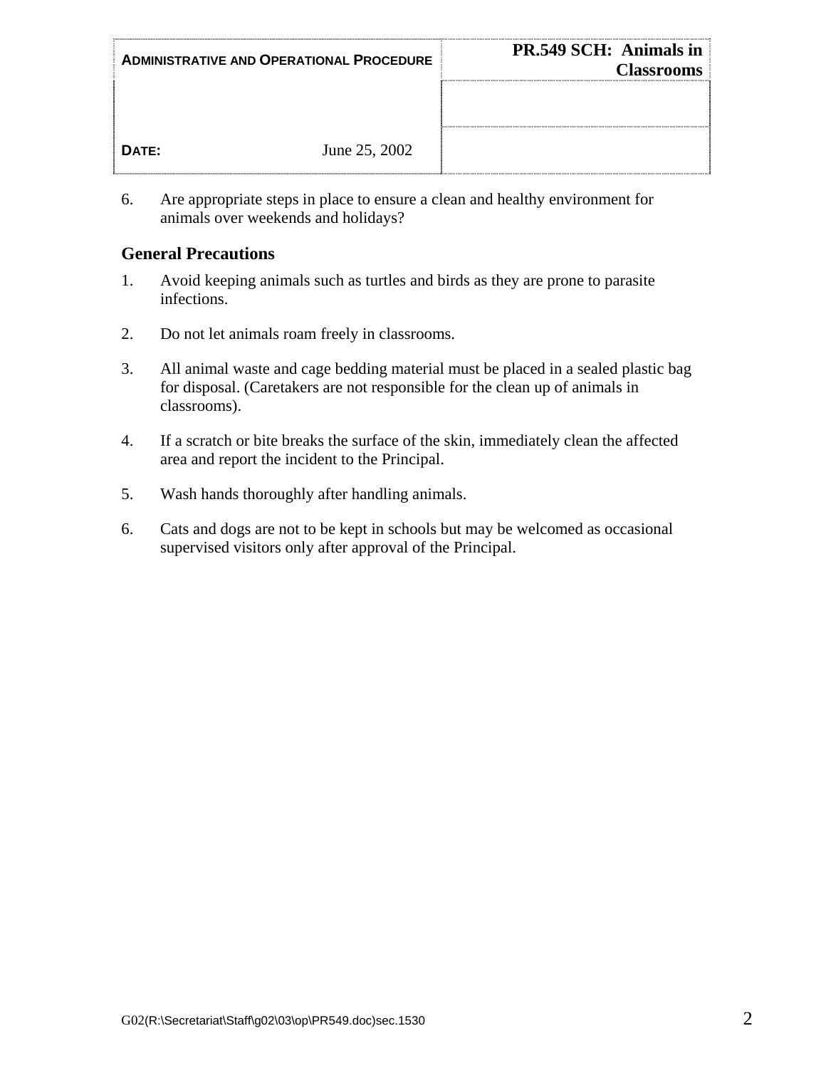6. Are appropriate steps in place to ensure a clean and healthy environment for animals over weekends and holidays?

## General Precautions

1. Avoid keeping animals such as turtles and birds as they are prone to parasite infections.

2. Do not let animals roam freely in classrooms.

3. All animal waste and cage bedding material must be placed in a sealed plastic bag for disposal. (Caretakers are not responsible for the clean up of animals in classrooms).

4. If a scratch or bite breaks the surface of the skin, immediately clean the affected area and report the incident to the Principal.

5. Wash hands thoroughly after handling animals.

6. Cats and dogs are not to be kept in schools but may be welcomed as occasional supervised visitors only after approval of the Principal.